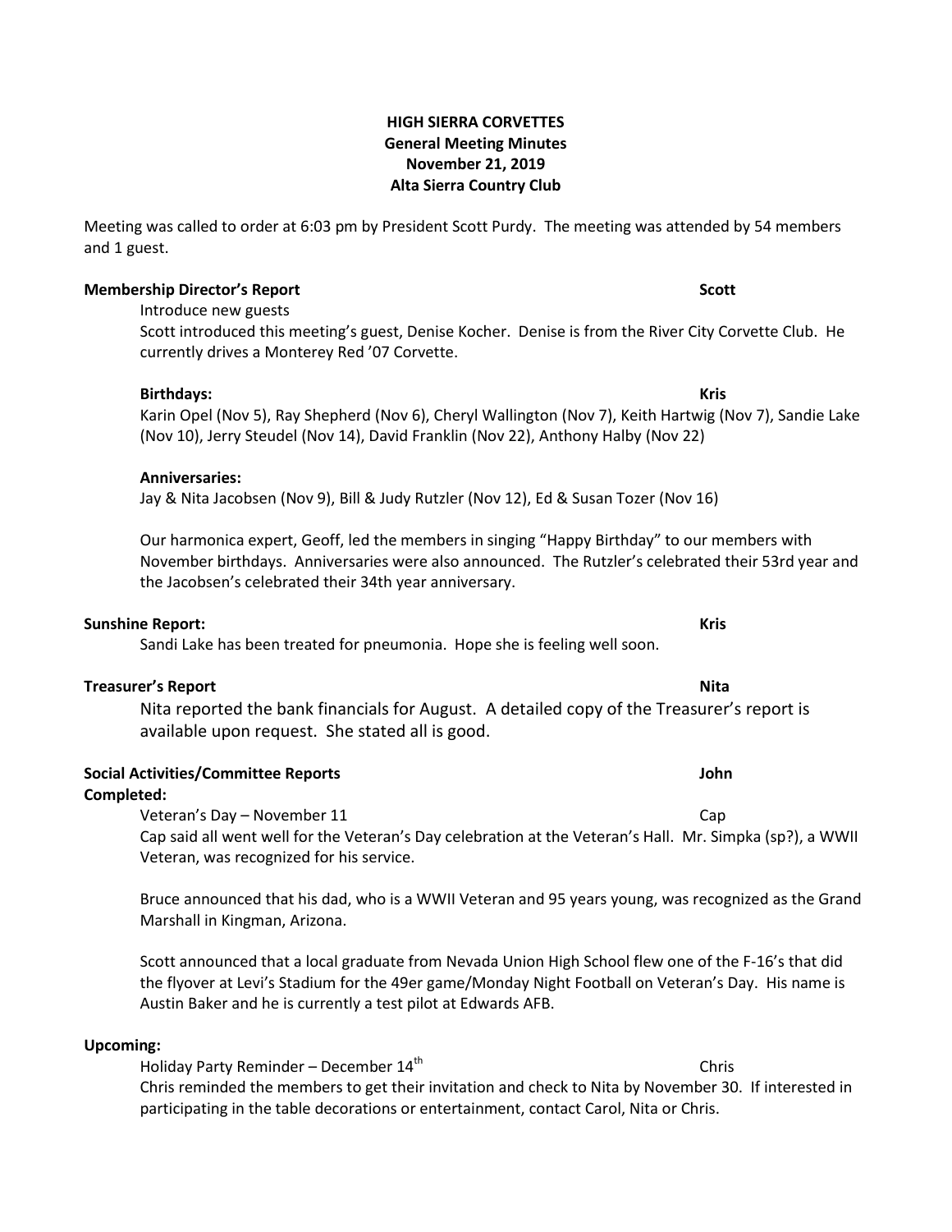**HIGH SIERRA CORVETTES**
**General Meeting Minutes**
**November 21, 2019**
**Alta Sierra Country Club**

Meeting was called to order at 6:03 pm by President Scott Purdy. The meeting was attended by 54 members and 1 guest.

**Membership Director's Report** **Scott**

Introduce new guests

Scott introduced this meeting's guest, Denise Kocher. Denise is from the River City Corvette Club. He currently drives a Monterey Red '07 Corvette.

**Birthdays:** **Kris**

Karin Opel (Nov 5), Ray Shepherd (Nov 6), Cheryl Wallington (Nov 7), Keith Hartwig (Nov 7), Sandie Lake (Nov 10), Jerry Steudel (Nov 14), David Franklin (Nov 22), Anthony Halby (Nov 22)

**Anniversaries:**

Jay & Nita Jacobsen (Nov 9), Bill & Judy Rutzler (Nov 12), Ed & Susan Tozer (Nov 16)

Our harmonica expert, Geoff, led the members in singing "Happy Birthday" to our members with November birthdays. Anniversaries were also announced. The Rutzler's celebrated their 53rd year and the Jacobsen's celebrated their 34th year anniversary.

**Sunshine Report:** **Kris**

Sandi Lake has been treated for pneumonia. Hope she is feeling well soon.

**Treasurer's Report** **Nita**

Nita reported the bank financials for August. A detailed copy of the Treasurer's report is available upon request. She stated all is good.

**Social Activities/Committee Reports** **John**

**Completed:**

Veteran's Day – November 11 Cap

Cap said all went well for the Veteran's Day celebration at the Veteran's Hall. Mr. Simpka (sp?), a WWII Veteran, was recognized for his service.

Bruce announced that his dad, who is a WWII Veteran and 95 years young, was recognized as the Grand Marshall in Kingman, Arizona.

Scott announced that a local graduate from Nevada Union High School flew one of the F-16's that did the flyover at Levi's Stadium for the 49er game/Monday Night Football on Veteran's Day. His name is Austin Baker and he is currently a test pilot at Edwards AFB.

**Upcoming:**

Holiday Party Reminder – December 14th Chris

Chris reminded the members to get their invitation and check to Nita by November 30. If interested in participating in the table decorations or entertainment, contact Carol, Nita or Chris.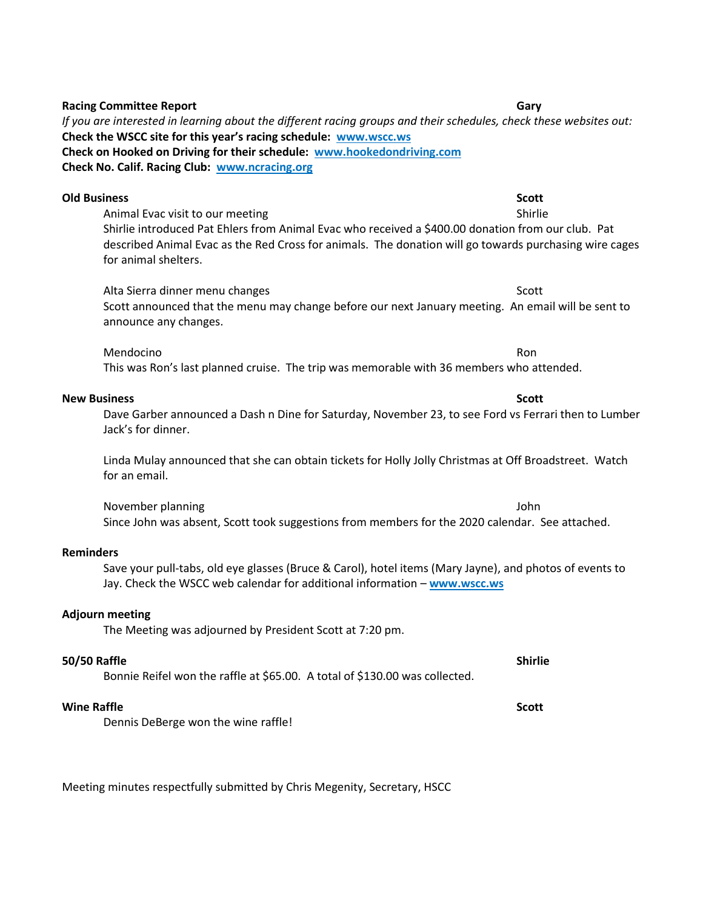**Racing Committee Report** **Gary**

*If you are interested in learning about the different racing groups and their schedules, check these websites out:*

**Check the WSCC site for this year's racing schedule: [www.wscc.ws](http://www.wscc.ws)**

**Check on Hooked on Driving for their schedule: [www.hookedondriving.com](http://www.hookedondriving.com)**

**Check No. Calif. Racing Club: [www.ncracing.org](http://www.ncracing.org)**

**Old Business** **Scott**

Animal Evac visit to our meeting — Shirlie

Shirlie introduced Pat Ehlers from Animal Evac who received a $400.00 donation from our club. Pat described Animal Evac as the Red Cross for animals. The donation will go towards purchasing wire cages for animal shelters.

Alta Sierra dinner menu changes — Scott

Scott announced that the menu may change before our next January meeting. An email will be sent to announce any changes.

Mendocino — Ron

This was Ron's last planned cruise. The trip was memorable with 36 members who attended.

**New Business** **Scott**

Dave Garber announced a Dash n Dine for Saturday, November 23, to see Ford vs Ferrari then to Lumber Jack's for dinner.

Linda Mulay announced that she can obtain tickets for Holly Jolly Christmas at Off Broadstreet. Watch for an email.

November planning — John

Since John was absent, Scott took suggestions from members for the 2020 calendar. See attached.

**Reminders**

Save your pull-tabs, old eye glasses (Bruce & Carol), hotel items (Mary Jayne), and photos of events to Jay. Check the WSCC web calendar for additional information – **[www.wscc.ws](http://www.wscc.ws)**

**Adjourn meeting**

The Meeting was adjourned by President Scott at 7:20 pm.

**50/50 Raffle** **Shirlie**

Bonnie Reifel won the raffle at $65.00. A total of $130.00 was collected.

**Wine Raffle** **Scott**

Dennis DeBerge won the wine raffle!

Meeting minutes respectfully submitted by Chris Megenity, Secretary, HSCC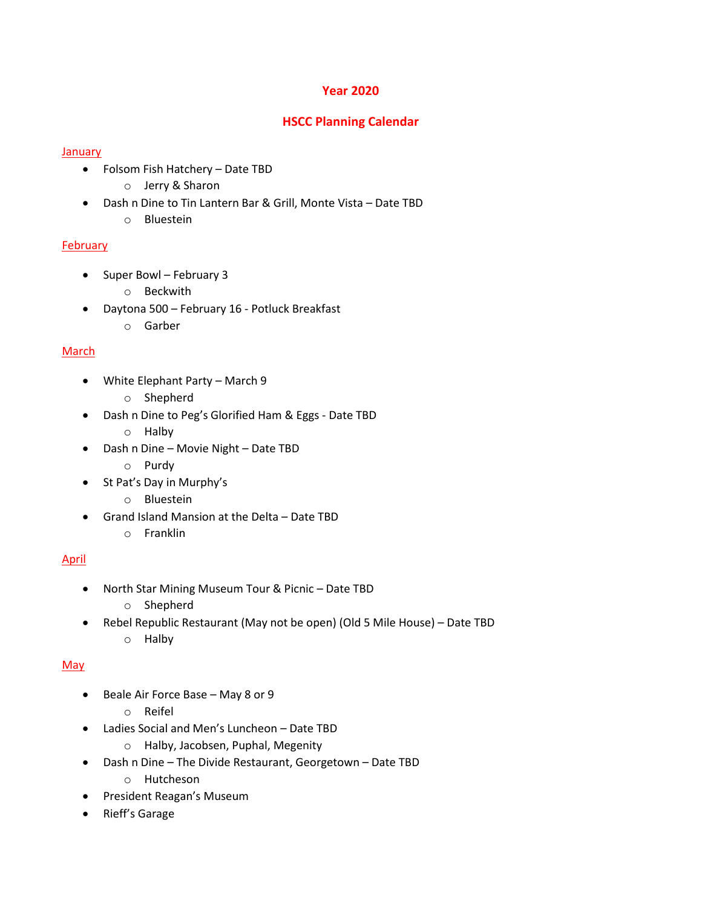# Year 2020

## HSCC Planning Calendar

January

- Folsom Fish Hatchery – Date TBD
  - Jerry & Sharon
- Dash n Dine to Tin Lantern Bar & Grill, Monte Vista – Date TBD
  - Bluestein

February

- Super Bowl – February 3
  - Beckwith
- Daytona 500 – February 16 - Potluck Breakfast
  - Garber

March

- White Elephant Party – March 9
  - Shepherd
- Dash n Dine to Peg's Glorified Ham & Eggs - Date TBD
  - Halby
- Dash n Dine – Movie Night – Date TBD
  - Purdy
- St Pat's Day in Murphy's
  - Bluestein
- Grand Island Mansion at the Delta – Date TBD
  - Franklin

April

- North Star Mining Museum Tour & Picnic – Date TBD
  - Shepherd
- Rebel Republic Restaurant (May not be open) (Old 5 Mile House) – Date TBD
  - Halby

May

- Beale Air Force Base – May 8 or 9
  - Reifel
- Ladies Social and Men's Luncheon – Date TBD
  - Halby, Jacobsen, Puphal, Megenity
- Dash n Dine – The Divide Restaurant, Georgetown – Date TBD
  - Hutcheson
- President Reagan's Museum
- Rieff's Garage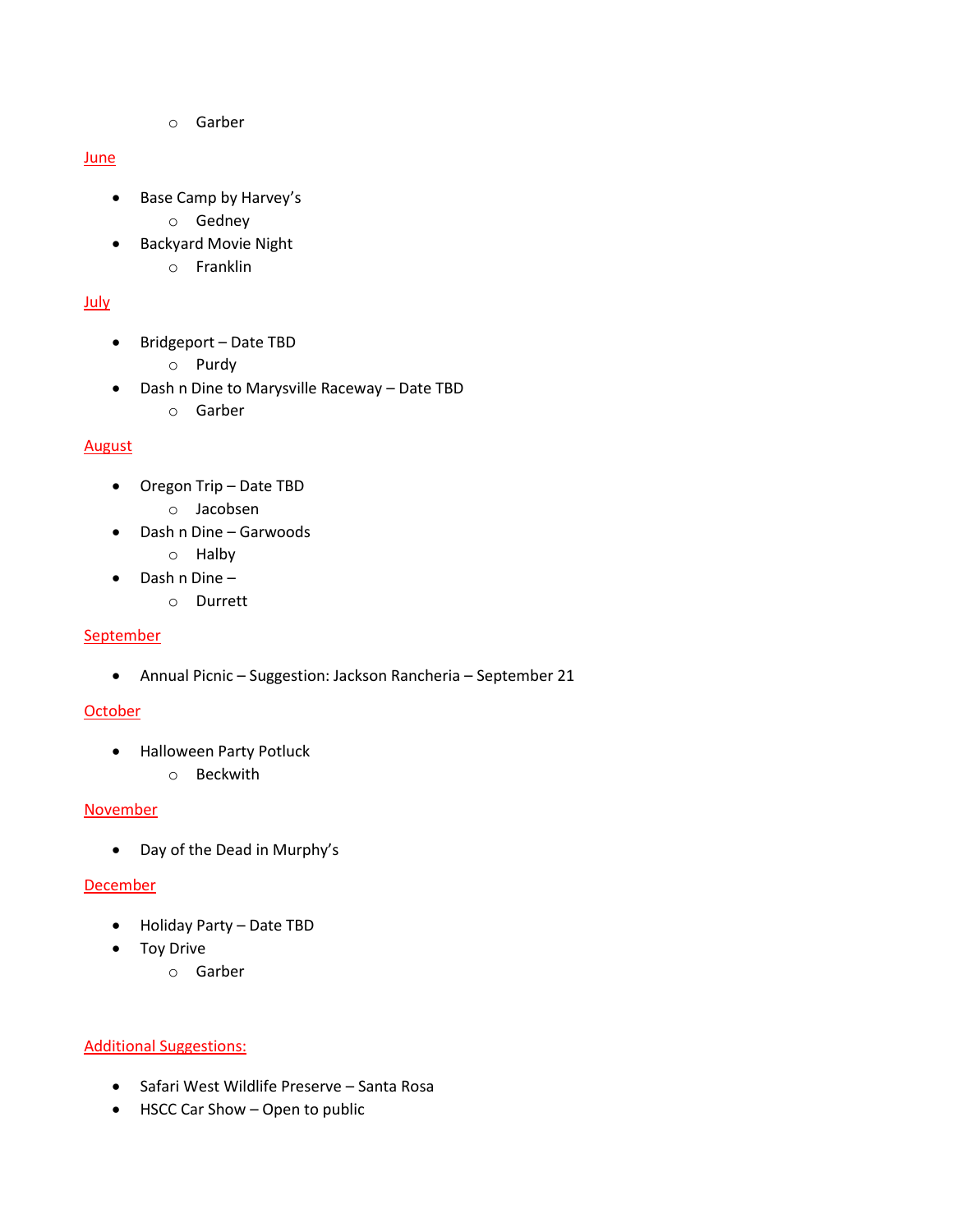- Garber

June

- Base Camp by Harvey's
  - Gedney
- Backyard Movie Night
  - Franklin

July

- Bridgeport – Date TBD
  - Purdy
- Dash n Dine to Marysville Raceway – Date TBD
  - Garber

August

- Oregon Trip – Date TBD
  - Jacobsen
- Dash n Dine – Garwoods
  - Halby
- Dash n Dine –
  - Durrett

September

- Annual Picnic – Suggestion: Jackson Rancheria – September 21

October

- Halloween Party Potluck
  - Beckwith

November

- Day of the Dead in Murphy's

December

- Holiday Party – Date TBD
- Toy Drive
  - Garber

Additional Suggestions:

- Safari West Wildlife Preserve – Santa Rosa
- HSCC Car Show – Open to public